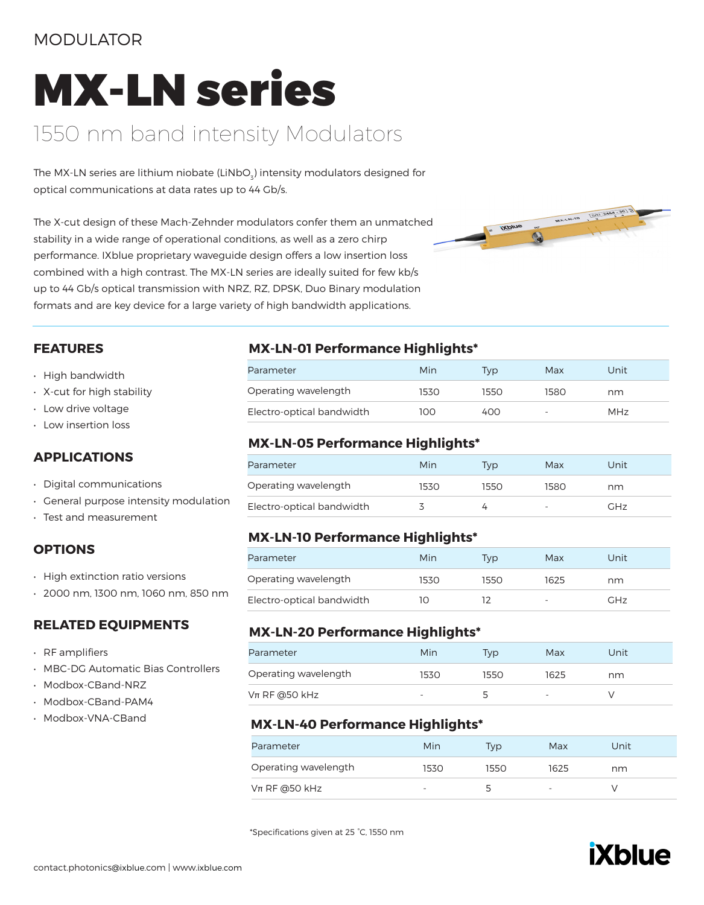MODULATOR

# MX-LN series

## 1550 nm band intensity Modulators

The MX-LN series are lithium niobate ($LiNbO_3$) intensity modulators designed for optical communications at data rates up to 44 Gb/s.

The X-cut design of these Mach-Zehnder modulators confer them an unmatched stability in a wide range of operational conditions, as well as a zero chirp performance. IXblue proprietary waveguide design offers a low insertion loss combined with a high contrast. The MX-LN series are ideally suited for few kb/s up to 44 Gb/s optical transmission with NRZ, RZ, DPSK, Duo Binary modulation formats and are key device for a large variety of high bandwidth applications.

### FEATURES

- High bandwidth
- X-cut for high stability
- Low drive voltage
- Low insertion loss

### APPLICATIONS

- Digital communications
- General purpose intensity modulation
- Test and measurement

### OPTIONS

- High extinction ratio versions
- 2000 nm, 1300 nm, 1060 nm, 850 nm

### RELATED EQUIPMENTS

- RF amplifiers
- MBC-DG Automatic Bias Controllers
- Modbox-CBand-NRZ
- Modbox-CBand-PAM4
- Modbox-VNA-CBand

### MX-LN-01 Performance Highlights*

| Parameter | Min | Typ | Max | Unit |
|---|---|---|---|---|
| Operating wavelength | 1530 | 1550 | 1580 | nm |
| Electro-optical bandwidth | 100 | 400 | - | MHz |

### MX-LN-05 Performance Highlights*

| Parameter | Min | Typ | Max | Unit |
|---|---|---|---|---|
| Operating wavelength | 1530 | 1550 | 1580 | nm |
| Electro-optical bandwidth | 3 | 4 | - | GHz |

### MX-LN-10 Performance Highlights*

| Parameter | Min | Typ | Max | Unit |
|---|---|---|---|---|
| Operating wavelength | 1530 | 1550 | 1625 | nm |
| Electro-optical bandwidth | 10 | 12 | - | GHz |

### MX-LN-20 Performance Highlights*

| Parameter | Min | Typ | Max | Unit |
|---|---|---|---|---|
| Operating wavelength | 1530 | 1550 | 1625 | nm |
| $V\pi$ RF @50 kHz | - | 5 | - | V |

### MX-LN-40 Performance Highlights*

| Parameter | Min | Typ | Max | Unit |
|---|---|---|---|---|
| Operating wavelength | 1530 | 1550 | 1625 | nm |
| $V\pi$ RF @50 kHz | - | 5 | - | V |

*Specifications given at 25 °C, 1550 nm

contact.photonics@ixblue.com | www.ixblue.com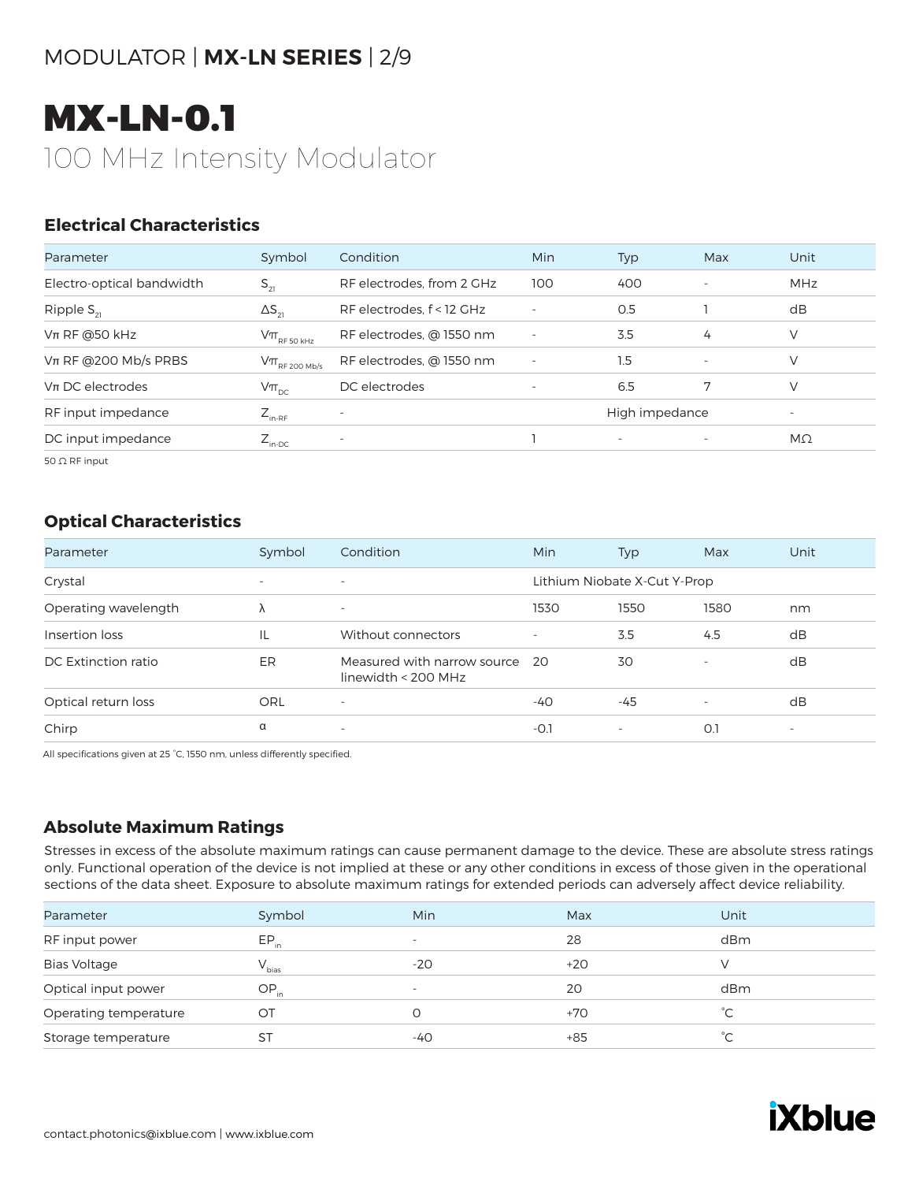# MX-LN-0.1

## 100 MHz Intensity Modulator

### Electrical Characteristics

| Parameter | Symbol | Condition | Min | Typ | Max | Unit |
|---|---|---|---|---|---|---|
| Electro-optical bandwidth | $S_{21}$ | RF electrodes, from 2 GHz | 100 | 400 | - | MHz |
| Ripple $S_{21}$ | $\Delta S_{21}$ | RF electrodes, f < 12 GHz | - | 0.5 | 1 | dB |
| Vπ RF @50 kHz | $V\pi_{RF\ 50\ kHz}$ | RF electrodes, @ 1550 nm | - | 3.5 | 4 | V |
| Vπ RF @200 Mb/s PRBS | $V\pi_{RF\ 200\ Mb/s}$ | RF electrodes, @ 1550 nm | - | 1.5 | - | V |
| Vπ DC electrodes | $V\pi_{DC}$ | DC electrodes | - | 6.5 | 7 | V |
| RF input impedance | $Z_{in\text{-}RF}$ | - | | High impedance | | - |
| DC input impedance | $Z_{in\text{-}DC}$ | - | 1 | - | - | MΩ |

50 Ω RF input

### Optical Characteristics

| Parameter | Symbol | Condition | Min | Typ | Max | Unit |
|---|---|---|---|---|---|---|
| Crystal | - | - | Lithium Niobate X-Cut Y-Prop | | | |
| Operating wavelength | λ | - | 1530 | 1550 | 1580 | nm |
| Insertion loss | IL | Without connectors | - | 3.5 | 4.5 | dB |
| DC Extinction ratio | ER | Measured with narrow source linewidth < 200 MHz | 20 | 30 | - | dB |
| Optical return loss | ORL | - | -40 | -45 | - | dB |
| Chirp | α | - | -0.1 | - | 0.1 | - |

All specifications given at 25 °C, 1550 nm, unless differently specified.

### Absolute Maximum Ratings

Stresses in excess of the absolute maximum ratings can cause permanent damage to the device. These are absolute stress ratings only. Functional operation of the device is not implied at these or any other conditions in excess of those given in the operational sections of the data sheet. Exposure to absolute maximum ratings for extended periods can adversely affect device reliability.

| Parameter | Symbol | Min | Max | Unit |
|---|---|---|---|---|
| RF input power | $EP_{in}$ | - | 28 | dBm |
| Bias Voltage | $V_{bias}$ | -20 | +20 | V |
| Optical input power | $OP_{in}$ | - | 20 | dBm |
| Operating temperature | OT | 0 | +70 | °C |
| Storage temperature | ST | -40 | +85 | °C |

contact.photonics@ixblue.com | www.ixblue.com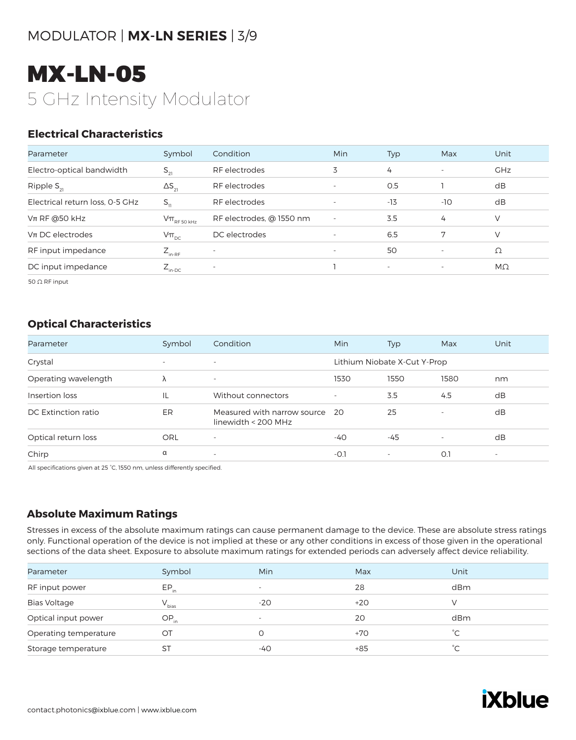# MX-LN-05

## 5 GHz Intensity Modulator

### Electrical Characteristics

| Parameter | Symbol | Condition | Min | Typ | Max | Unit |
|---|---|---|---|---|---|---|
| Electro-optical bandwidth | $S_{21}$ | RF electrodes | 3 | 4 | - | GHz |
| Ripple $S_{21}$ | $\Delta S_{21}$ | RF electrodes | - | 0.5 | 1 | dB |
| Electrical return loss, 0-5 GHz | $S_{11}$ | RF electrodes | - | -13 | -10 | dB |
| Vπ RF @50 kHz | $V\pi_{RF\ 50\ kHz}$ | RF electrodes, @ 1550 nm | - | 3.5 | 4 | V |
| Vπ DC electrodes | $V\pi_{DC}$ | DC electrodes | - | 6.5 | 7 | V |
| RF input impedance | $Z_{in\text{-}RF}$ | - | - | 50 | - | Ω |
| DC input impedance | $Z_{in\text{-}DC}$ | - | 1 | - | - | MΩ |

50 Ω RF input

### Optical Characteristics

| Parameter | Symbol | Condition | Min | Typ | Max | Unit |
|---|---|---|---|---|---|---|
| Crystal | - | - | Lithium Niobate X-Cut Y-Prop | | | |
| Operating wavelength | λ | - | 1530 | 1550 | 1580 | nm |
| Insertion loss | IL | Without connectors | - | 3.5 | 4.5 | dB |
| DC Extinction ratio | ER | Measured with narrow source linewidth < 200 MHz | 20 | 25 | - | dB |
| Optical return loss | ORL | - | -40 | -45 | - | dB |
| Chirp | α | - | -0.1 | - | 0.1 | - |

All specifications given at 25 °C, 1550 nm, unless differently specified.

### Absolute Maximum Ratings

Stresses in excess of the absolute maximum ratings can cause permanent damage to the device. These are absolute stress ratings only. Functional operation of the device is not implied at these or any other conditions in excess of those given in the operational sections of the data sheet. Exposure to absolute maximum ratings for extended periods can adversely affect device reliability.

| Parameter | Symbol | Min | Max | Unit |
|---|---|---|---|---|
| RF input power | $EP_{in}$ | - | 28 | dBm |
| Bias Voltage | $V_{bias}$ | -20 | +20 | V |
| Optical input power | $OP_{in}$ | - | 20 | dBm |
| Operating temperature | OT | 0 | +70 | °C |
| Storage temperature | ST | -40 | +85 | °C |

contact.photonics@ixblue.com | www.ixblue.com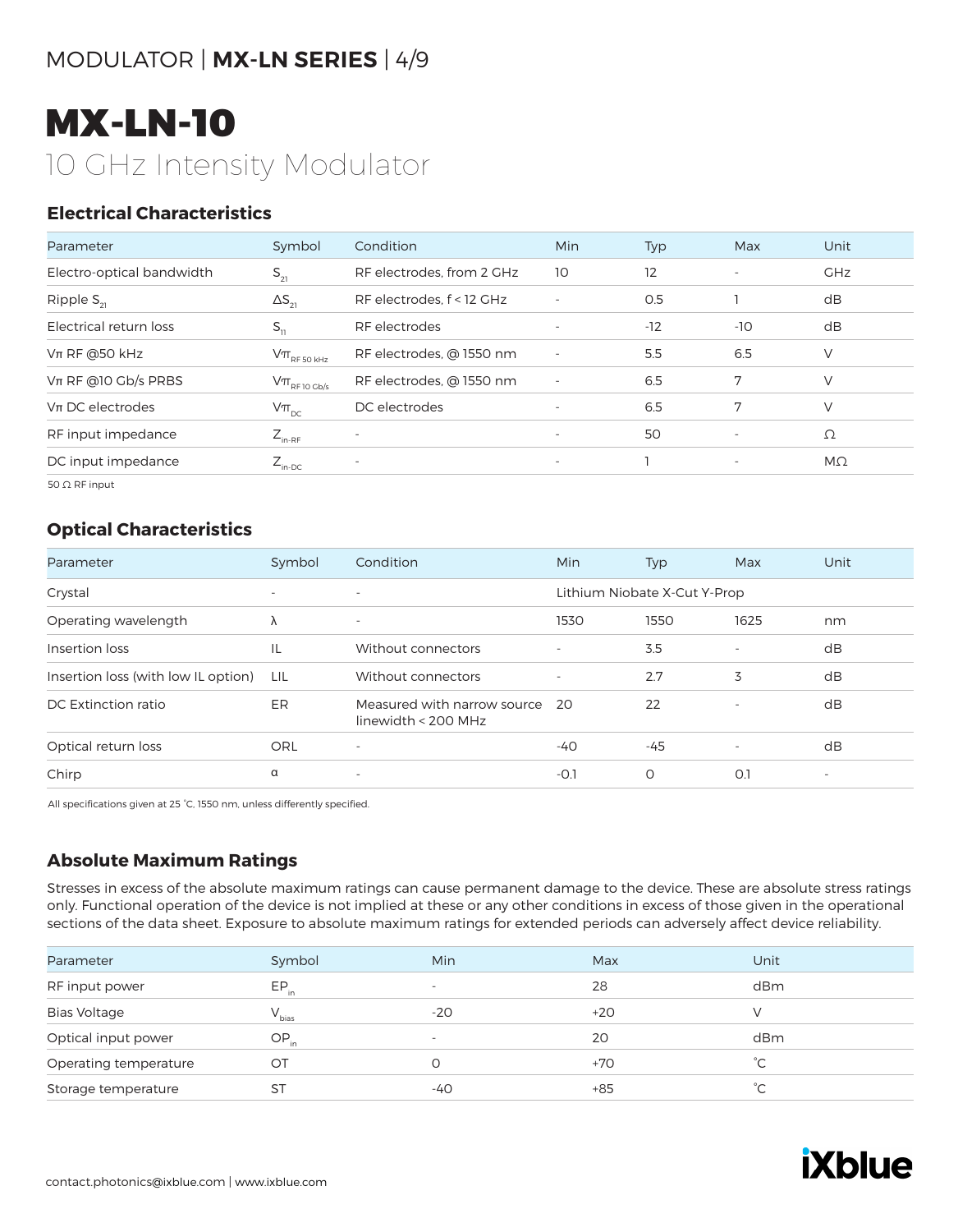# MX-LN-10

10 GHz Intensity Modulator

## Electrical Characteristics

| Parameter | Symbol | Condition | Min | Typ | Max | Unit |
| --- | --- | --- | --- | --- | --- | --- |
| Electro-optical bandwidth | $S_{21}$ | RF electrodes, from 2 GHz | 10 | 12 | - | GHz |
| Ripple $S_{21}$ | $\Delta S_{21}$ | RF electrodes, f < 12 GHz | - | 0.5 | 1 | dB |
| Electrical return loss | $S_{11}$ | RF electrodes | - | -12 | -10 | dB |
| Vπ RF @50 kHz | $V\pi_{RF\ 50\ kHz}$ | RF electrodes, @ 1550 nm | - | 5.5 | 6.5 | V |
| Vπ RF @10 Gb/s PRBS | $V\pi_{RF\ 10\ Gb/s}$ | RF electrodes, @ 1550 nm | - | 6.5 | 7 | V |
| Vπ DC electrodes | $V\pi_{DC}$ | DC electrodes | - | 6.5 | 7 | V |
| RF input impedance | $Z_{in\text{-}RF}$ | - | - | 50 | - | Ω |
| DC input impedance | $Z_{in\text{-}DC}$ | - | - | 1 | - | MΩ |

50 Ω RF input

## Optical Characteristics

| Parameter | Symbol | Condition | Min | Typ | Max | Unit |
| --- | --- | --- | --- | --- | --- | --- |
| Crystal | - | - | Lithium Niobate X-Cut Y-Prop | | | |
| Operating wavelength | λ | - | 1530 | 1550 | 1625 | nm |
| Insertion loss | IL | Without connectors | - | 3.5 | - | dB |
| Insertion loss (with low IL option) | LIL | Without connectors | - | 2.7 | 3 | dB |
| DC Extinction ratio | ER | Measured with narrow source linewidth < 200 MHz | 20 | 22 | - | dB |
| Optical return loss | ORL | - | -40 | -45 | - | dB |
| Chirp | α | - | -0.1 | 0 | 0.1 | - |

All specifications given at 25 °C, 1550 nm, unless differently specified.

## Absolute Maximum Ratings

Stresses in excess of the absolute maximum ratings can cause permanent damage to the device. These are absolute stress ratings only. Functional operation of the device is not implied at these or any other conditions in excess of those given in the operational sections of the data sheet. Exposure to absolute maximum ratings for extended periods can adversely affect device reliability.

| Parameter | Symbol | Min | Max | Unit |
| --- | --- | --- | --- | --- |
| RF input power | $EP_{in}$ | - | 28 | dBm |
| Bias Voltage | $V_{bias}$ | -20 | +20 | V |
| Optical input power | $OP_{in}$ | - | 20 | dBm |
| Operating temperature | OT | 0 | +70 | °C |
| Storage temperature | ST | -40 | +85 | °C |

contact.photonics@ixblue.com | www.ixblue.com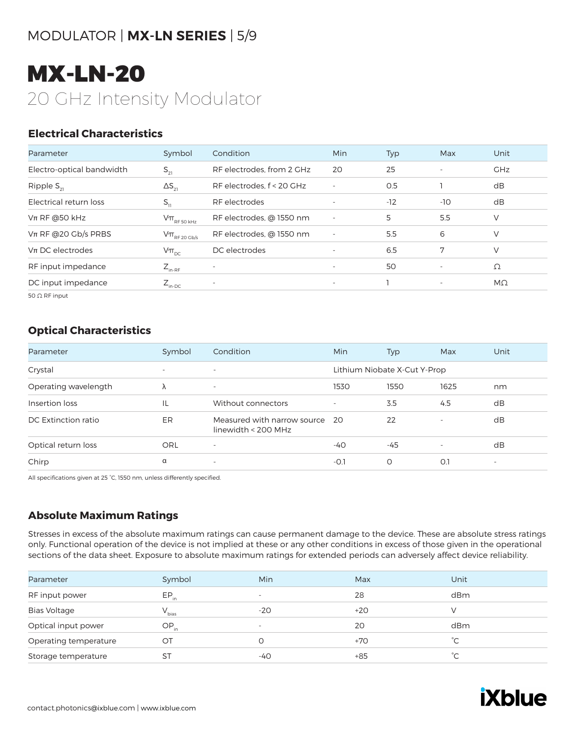# MX-LN-20

20 GHz Intensity Modulator

## Electrical Characteristics

| Parameter | Symbol | Condition | Min | Typ | Max | Unit |
|---|---|---|---|---|---|---|
| Electro-optical bandwidth | $S_{21}$ | RF electrodes, from 2 GHz | 20 | 25 | - | GHz |
| Ripple $S_{21}$ | $\Delta S_{21}$ | RF electrodes, f < 20 GHz | - | 0.5 | 1 | dB |
| Electrical return loss | $S_{11}$ | RF electrodes | - | -12 | -10 | dB |
| Vπ RF @50 kHz | $V\pi_{RF\ 50\ kHz}$ | RF electrodes, @ 1550 nm | - | 5 | 5.5 | V |
| Vπ RF @20 Gb/s PRBS | $V\pi_{RF\ 20\ Gb/s}$ | RF electrodes, @ 1550 nm | - | 5.5 | 6 | V |
| Vπ DC electrodes | $V\pi_{DC}$ | DC electrodes | - | 6.5 | 7 | V |
| RF input impedance | $Z_{in\text{-}RF}$ | - | - | 50 | - | Ω |
| DC input impedance | $Z_{in\text{-}DC}$ | - | - | 1 | - | MΩ |

50 Ω RF input

## Optical Characteristics

| Parameter | Symbol | Condition | Min | Typ | Max | Unit |
|---|---|---|---|---|---|---|
| Crystal | - | - | Lithium Niobate X-Cut Y-Prop | | | |
| Operating wavelength | λ | - | 1530 | 1550 | 1625 | nm |
| Insertion loss | IL | Without connectors | - | 3.5 | 4.5 | dB |
| DC Extinction ratio | ER | Measured with narrow source linewidth < 200 MHz | 20 | 22 | - | dB |
| Optical return loss | ORL | - | -40 | -45 | - | dB |
| Chirp | α | - | -0.1 | 0 | 0.1 | - |

All specifications given at 25 °C, 1550 nm, unless differently specified.

## Absolute Maximum Ratings

Stresses in excess of the absolute maximum ratings can cause permanent damage to the device. These are absolute stress ratings only. Functional operation of the device is not implied at these or any other conditions in excess of those given in the operational sections of the data sheet. Exposure to absolute maximum ratings for extended periods can adversely affect device reliability.

| Parameter | Symbol | Min | Max | Unit |
|---|---|---|---|---|
| RF input power | $EP_{in}$ | - | 28 | dBm |
| Bias Voltage | $V_{bias}$ | -20 | +20 | V |
| Optical input power | $OP_{in}$ | - | 20 | dBm |
| Operating temperature | OT | 0 | +70 | °C |
| Storage temperature | ST | -40 | +85 | °C |

contact.photonics@ixblue.com | www.ixblue.com

iXblue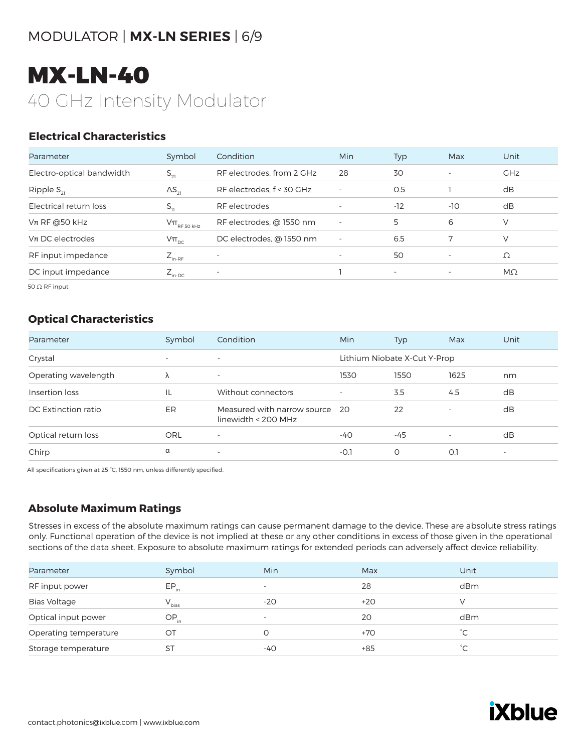# MX-LN-40

## 40 GHz Intensity Modulator

### Electrical Characteristics

| Parameter | Symbol | Condition | Min | Typ | Max | Unit |
|---|---|---|---|---|---|---|
| Electro-optical bandwidth | $S_{21}$ | RF electrodes, from 2 GHz | 28 | 30 | - | GHz |
| Ripple $S_{21}$ | $\Delta S_{21}$ | RF electrodes, f < 30 GHz | - | 0.5 | 1 | dB |
| Electrical return loss | $S_{11}$ | RF electrodes | - | -12 | -10 | dB |
| Vπ RF @50 kHz | $V\pi_{RF\ 50\ kHz}$ | RF electrodes, @ 1550 nm | - | 5 | 6 | V |
| Vπ DC electrodes | $V\pi_{DC}$ | DC electrodes, @ 1550 nm | - | 6.5 | 7 | V |
| RF input impedance | $Z_{in-RF}$ | - | - | 50 | - | Ω |
| DC input impedance | $Z_{in-DC}$ | - | 1 | - | - | MΩ |

50 Ω RF input

### Optical Characteristics

| Parameter | Symbol | Condition | Min | Typ | Max | Unit |
|---|---|---|---|---|---|---|
| Crystal | - | - | Lithium Niobate X-Cut Y-Prop | | | |
| Operating wavelength | λ | - | 1530 | 1550 | 1625 | nm |
| Insertion loss | IL | Without connectors | - | 3.5 | 4.5 | dB |
| DC Extinction ratio | ER | Measured with narrow source linewidth < 200 MHz | 20 | 22 | - | dB |
| Optical return loss | ORL | - | -40 | -45 | - | dB |
| Chirp | α | - | -0.1 | 0 | 0.1 | - |

All specifications given at 25 °C, 1550 nm, unless differently specified.

### Absolute Maximum Ratings

Stresses in excess of the absolute maximum ratings can cause permanent damage to the device. These are absolute stress ratings only. Functional operation of the device is not implied at these or any other conditions in excess of those given in the operational sections of the data sheet. Exposure to absolute maximum ratings for extended periods can adversely affect device reliability.

| Parameter | Symbol | Min | Max | Unit |
|---|---|---|---|---|
| RF input power | $EP_{in}$ | - | 28 | dBm |
| Bias Voltage | $V_{bias}$ | -20 | +20 | V |
| Optical input power | $OP_{in}$ | - | 20 | dBm |
| Operating temperature | OT | 0 | +70 | °C |
| Storage temperature | ST | -40 | +85 | °C |

contact.photonics@ixblue.com | www.ixblue.com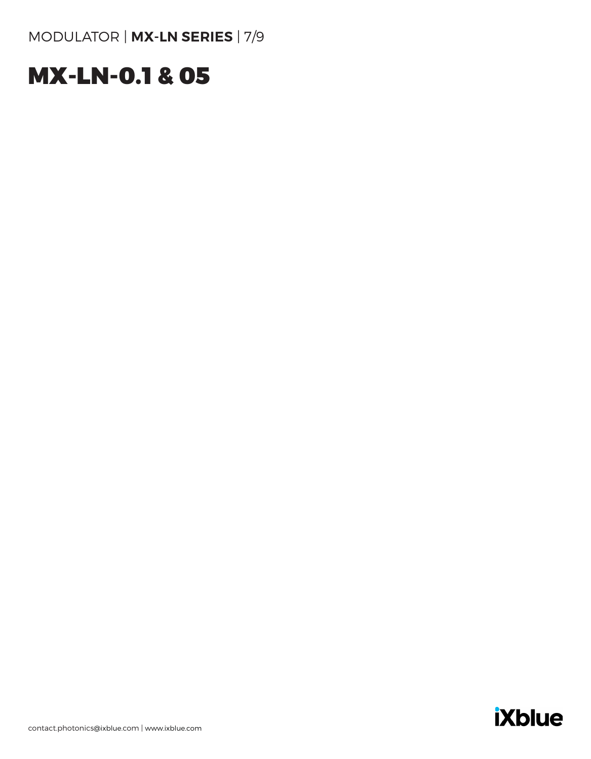# MX-LN-0.1 & 05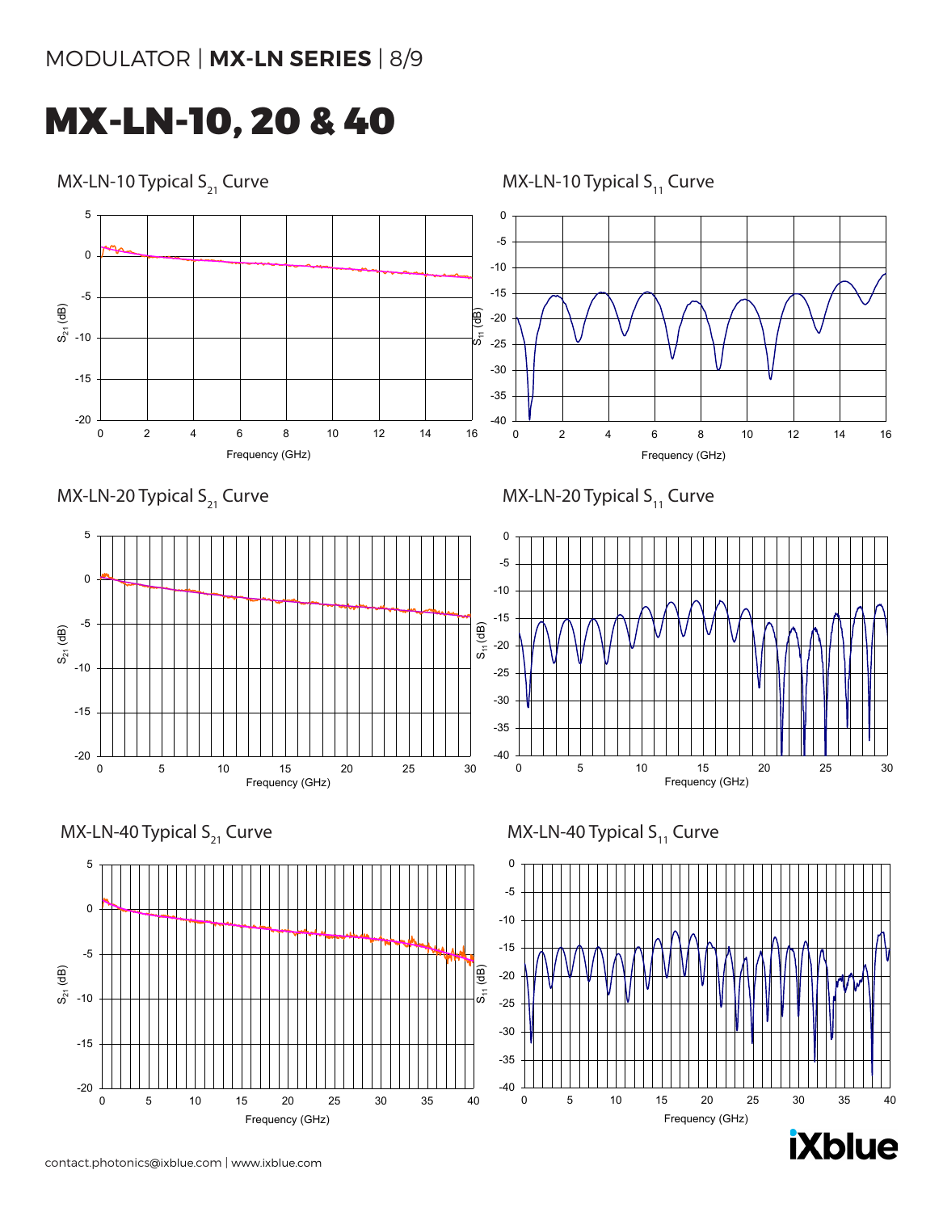# MX-LN-10, 20 & 40

MX-LN-10 Typical $S_{21}$ Curve

MX-LN-10 Typical $S_{11}$ Curve

MX-LN-20 Typical $S_{21}$ Curve

MX-LN-20 Typical $S_{11}$ Curve

MX-LN-40 Typical $S_{21}$ Curve

MX-LN-40 Typical $S_{11}$ Curve

contact.photonics@ixblue.com | www.ixblue.com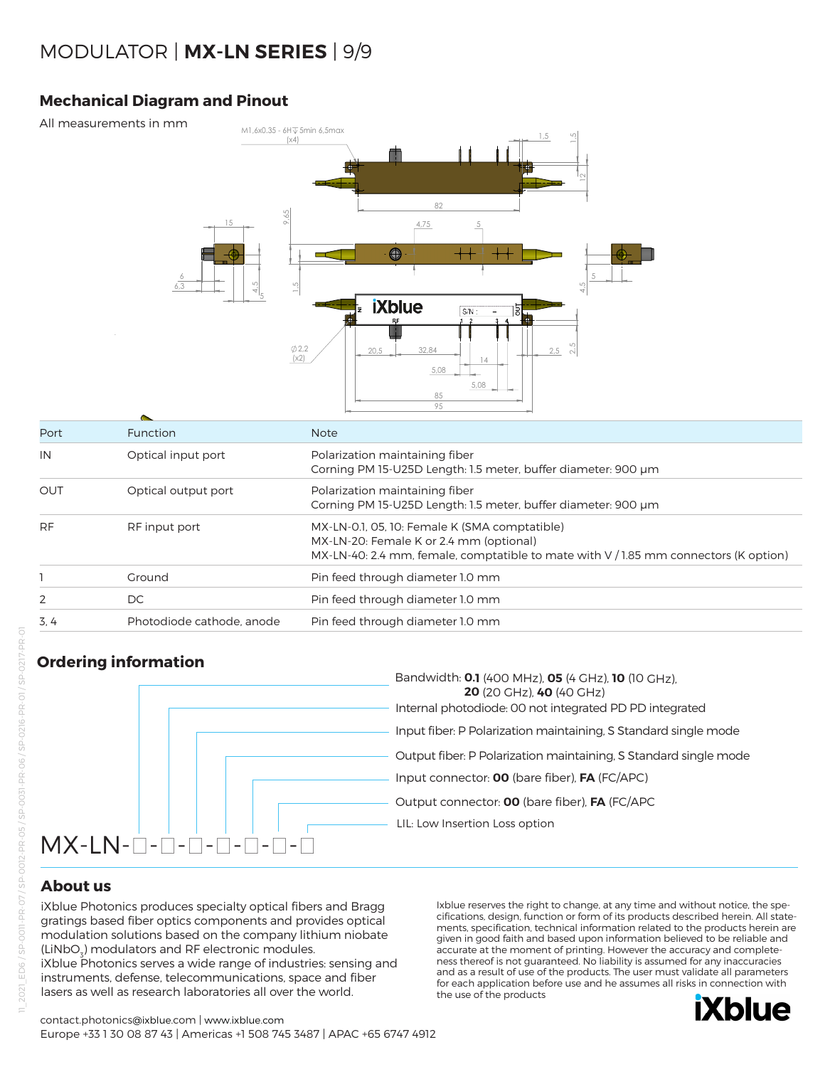## Mechanical Diagram and Pinout

All measurements in mm

M1,6x0.35 - 6H ⊽ 5min 6,5max (x4)

1,5
1,5
12
82
9,65
15
4,75
5
6
6,3
4,5
5
1,5
5
4,5
IN
iXblue
RF
S/N : –
OUT
1 2 3 4
∅2,2 (x2)
20,5
32,84
5,08
14
5,08
2,5
2,5
85
95

| Port | Function | Note |
|---|---|---|
| IN | Optical input port | Polarization maintaining fiber<br>Corning PM 15-U25D Length: 1.5 meter, buffer diameter: 900 µm |
| OUT | Optical output port | Polarization maintaining fiber<br>Corning PM 15-U25D Length: 1.5 meter, buffer diameter: 900 µm |
| RF | RF input port | MX-LN-0.1, 05, 10: Female K (SMA comptatible)<br>MX-LN-20: Female K or 2.4 mm (optional)<br>MX-LN-40: 2.4 mm, female, comptatible to mate with V / 1.85 mm connectors (K option) |
| 1 | Ground | Pin feed through diameter 1.0 mm |
| 2 | DC | Pin feed through diameter 1.0 mm |
| 3, 4 | Photodiode cathode, anode | Pin feed through diameter 1.0 mm |

## Ordering information

MX-LN-□-□-□-□-□-□-□

- Bandwidth: **0.1** (400 MHz), **05** (4 GHz), **10** (10 GHz), **20** (20 GHz), **40** (40 GHz)
- Internal photodiode: 00 not integrated PD PD integrated
- Input fiber: P Polarization maintaining, S Standard single mode
- Output fiber: P Polarization maintaining, S Standard single mode
- Input connector: **00** (bare fiber), **FA** (FC/APC)
- Output connector: **00** (bare fiber), **FA** (FC/APC
- LIL: Low Insertion Loss option

## About us

iXblue Photonics produces specialty optical fibers and Bragg gratings based fiber optics components and provides optical modulation solutions based on the company lithium niobate ($LiNbO_3$) modulators and RF electronic modules.
iXblue Photonics serves a wide range of industries: sensing and instruments, defense, telecommunications, space and fiber lasers as well as research laboratories all over the world.

Ixblue reserves the right to change, at any time and without notice, the specifications, design, function or form of its products described herein. All statements, specification, technical information related to the products herein are given in good faith and based upon information believed to be reliable and accurate at the moment of printing. However the accuracy and completeness thereof is not guaranteed. No liability is assumed for any inaccuracies and as a result of use of the products. The user must validate all parameters for each application before use and he assumes all risks in connection with the use of the products

contact.photonics@ixblue.com | www.ixblue.com
Europe +33 1 30 08 87 43 | Americas +1 508 745 3487 | APAC +65 6747 4912

iXblue

11_2021_ED6 / SP-0011-PR-07 / SP-0012-PR-05 / SP-0031-PR-06 / SP-0216-PR-01 / SP-0217-PR-01